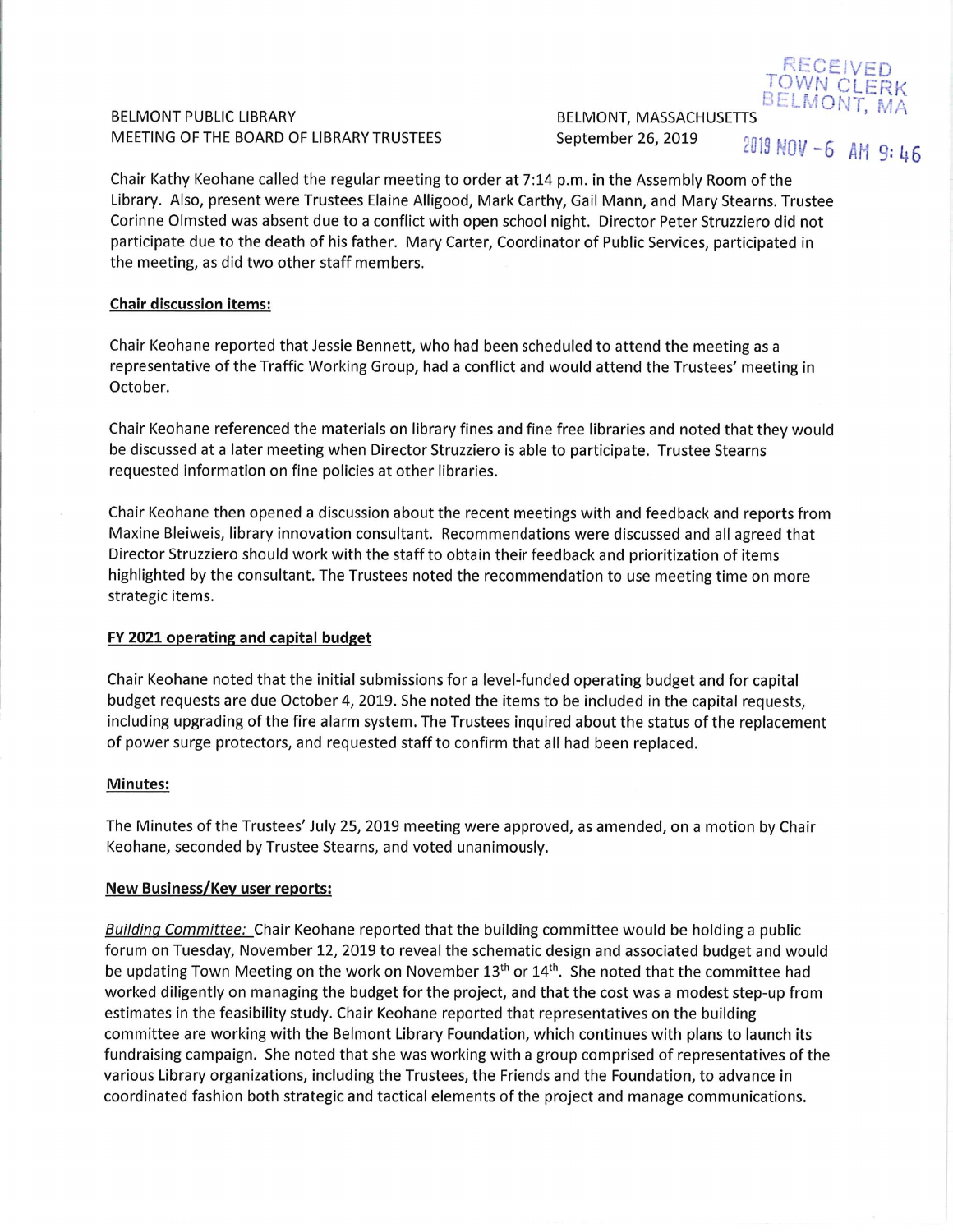RECEIVED
TOWN CLERK
BELMONT, MA

2019 NOV -6 AM 9:46

BELMONT PUBLIC LIBRARY
MEETING OF THE BOARD OF LIBRARY TRUSTEES

BELMONT, MASSACHUSETTS
September 26, 2019

Chair Kathy Keohane called the regular meeting to order at 7:14 p.m. in the Assembly Room of the Library. Also, present were Trustees Elaine Alligood, Mark Carthy, Gail Mann, and Mary Stearns. Trustee Corinne Olmsted was absent due to a conflict with open school night. Director Peter Struzziero did not participate due to the death of his father. Mary Carter, Coordinator of Public Services, participated in the meeting, as did two other staff members.

**Chair discussion items:**

Chair Keohane reported that Jessie Bennett, who had been scheduled to attend the meeting as a representative of the Traffic Working Group, had a conflict and would attend the Trustees' meeting in October.

Chair Keohane referenced the materials on library fines and fine free libraries and noted that they would be discussed at a later meeting when Director Struzziero is able to participate. Trustee Stearns requested information on fine policies at other libraries.

Chair Keohane then opened a discussion about the recent meetings with and feedback and reports from Maxine Bleiweis, library innovation consultant. Recommendations were discussed and all agreed that Director Struzziero should work with the staff to obtain their feedback and prioritization of items highlighted by the consultant. The Trustees noted the recommendation to use meeting time on more strategic items.

**FY 2021 operating and capital budget**

Chair Keohane noted that the initial submissions for a level-funded operating budget and for capital budget requests are due October 4, 2019. She noted the items to be included in the capital requests, including upgrading of the fire alarm system. The Trustees inquired about the status of the replacement of power surge protectors, and requested staff to confirm that all had been replaced.

**Minutes:**

The Minutes of the Trustees' July 25, 2019 meeting were approved, as amended, on a motion by Chair Keohane, seconded by Trustee Stearns, and voted unanimously.

**New Business/Key user reports:**

*Building Committee:* Chair Keohane reported that the building committee would be holding a public forum on Tuesday, November 12, 2019 to reveal the schematic design and associated budget and would be updating Town Meeting on the work on November 13th or 14th. She noted that the committee had worked diligently on managing the budget for the project, and that the cost was a modest step-up from estimates in the feasibility study. Chair Keohane reported that representatives on the building committee are working with the Belmont Library Foundation, which continues with plans to launch its fundraising campaign. She noted that she was working with a group comprised of representatives of the various Library organizations, including the Trustees, the Friends and the Foundation, to advance in coordinated fashion both strategic and tactical elements of the project and manage communications.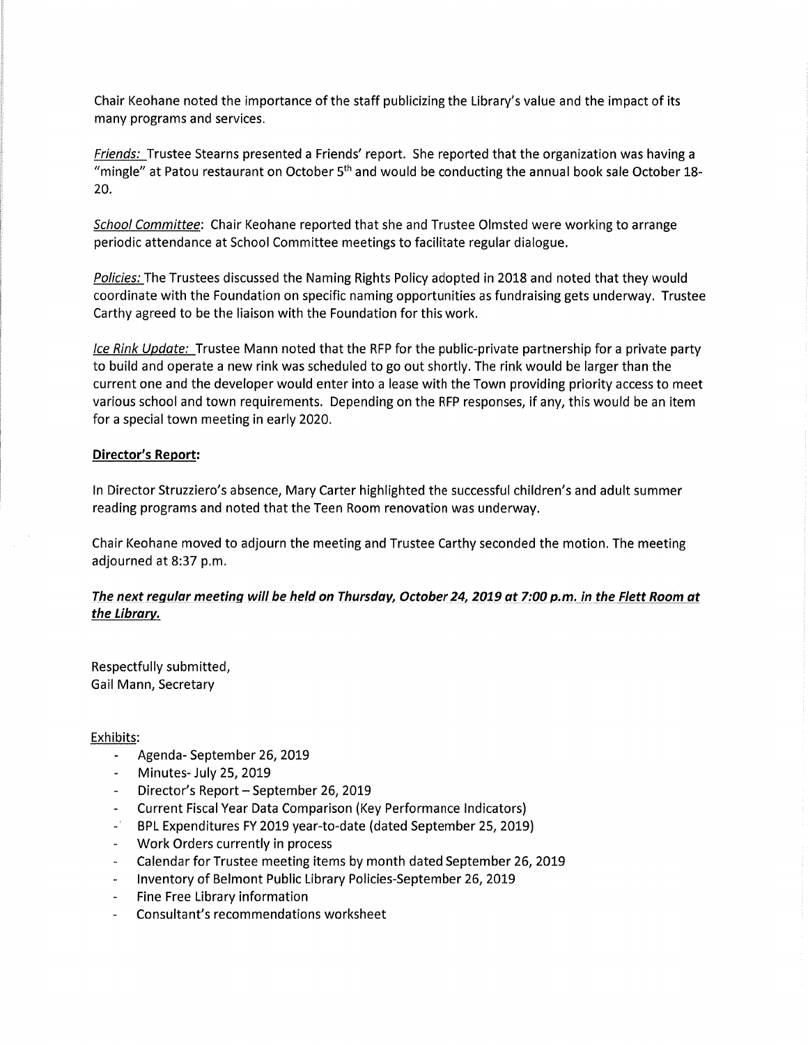Chair Keohane noted the importance of the staff publicizing the Library's value and the impact of its many programs and services.

*Friends:* Trustee Stearns presented a Friends' report. She reported that the organization was having a "mingle" at Patou restaurant on October 5th and would be conducting the annual book sale October 18-20.

*School Committee*: Chair Keohane reported that she and Trustee Olmsted were working to arrange periodic attendance at School Committee meetings to facilitate regular dialogue.

*Policies:* The Trustees discussed the Naming Rights Policy adopted in 2018 and noted that they would coordinate with the Foundation on specific naming opportunities as fundraising gets underway. Trustee Carthy agreed to be the liaison with the Foundation for this work.

*Ice Rink Update:* Trustee Mann noted that the RFP for the public-private partnership for a private party to build and operate a new rink was scheduled to go out shortly. The rink would be larger than the current one and the developer would enter into a lease with the Town providing priority access to meet various school and town requirements. Depending on the RFP responses, if any, this would be an item for a special town meeting in early 2020.

**Director's Report:**

In Director Struzziero's absence, Mary Carter highlighted the successful children's and adult summer reading programs and noted that the Teen Room renovation was underway.

Chair Keohane moved to adjourn the meeting and Trustee Carthy seconded the motion. The meeting adjourned at 8:37 p.m.

***The next regular meeting will be held on Thursday, October 24, 2019 at 7:00 p.m. in the Flett Room at the Library.***

Respectfully submitted,
Gail Mann, Secretary

Exhibits:

- Agenda- September 26, 2019
- Minutes- July 25, 2019
- Director's Report – September 26, 2019
- Current Fiscal Year Data Comparison (Key Performance Indicators)
- BPL Expenditures FY 2019 year-to-date (dated September 25, 2019)
- Work Orders currently in process
- Calendar for Trustee meeting items by month dated September 26, 2019
- Inventory of Belmont Public Library Policies-September 26, 2019
- Fine Free Library information
- Consultant's recommendations worksheet